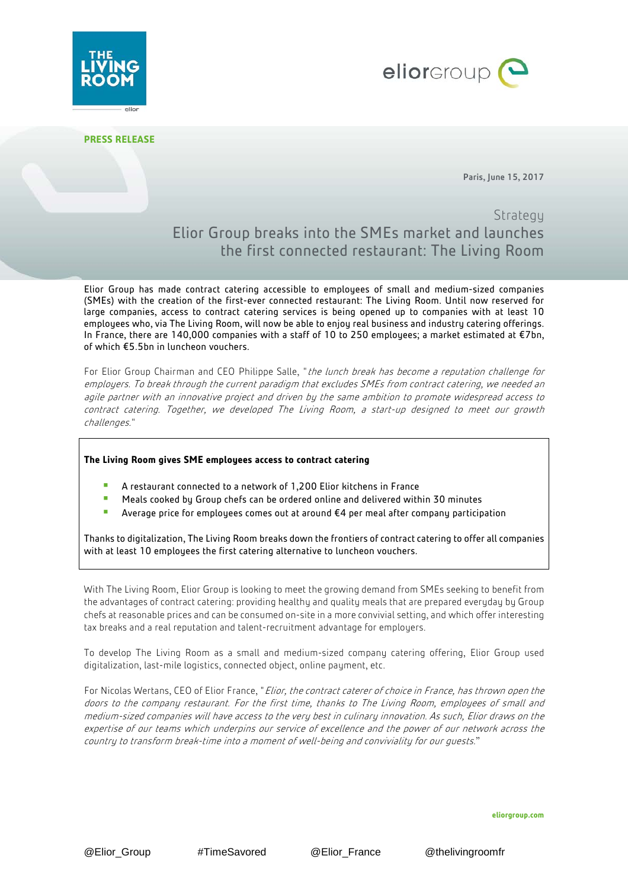**PRESS RELEASE**

Paris, June 15, 2017

Strategy

# Elior Group breaks into the SMEs market and launches the first connected restaurant: The Living Room

Elior Group has made contract catering accessible to employees of small and medium-sized companies (SMEs) with the creation of the first-ever connected restaurant: The Living Room. Until now reserved for large companies, access to contract catering services is being opened up to companies with at least 10 employees who, via The Living Room, will now be able to enjoy real business and industry catering offerings. In France, there are 140,000 companies with a staff of 10 to 250 employees; a market estimated at €7bn, of which €5.5bn in luncheon vouchers.

For Elior Group Chairman and CEO Philippe Salle, "*the lunch break has become a reputation challenge for employers. To break through the current paradigm that excludes SMEs from contract catering, we needed an agile partner with an innovative project and driven by the same ambition to promote widespread access to contract catering. Together, we developed The Living Room, a start-up designed to meet our growth challenges.*"

**The Living Room gives SME employees access to contract catering**

- A restaurant connected to a network of 1,200 Elior kitchens in France
- Meals cooked by Group chefs can be ordered online and delivered within 30 minutes
- Average price for employees comes out at around €4 per meal after company participation

Thanks to digitalization, The Living Room breaks down the frontiers of contract catering to offer all companies with at least 10 employees the first catering alternative to luncheon vouchers.

With The Living Room, Elior Group is looking to meet the growing demand from SMEs seeking to benefit from the advantages of contract catering: providing healthy and quality meals that are prepared everyday by Group chefs at reasonable prices and can be consumed on-site in a more convivial setting, and which offer interesting tax breaks and a real reputation and talent-recruitment advantage for employers.

To develop The Living Room as a small and medium-sized company catering offering, Elior Group used digitalization, last-mile logistics, connected object, online payment, etc.

For Nicolas Wertans, CEO of Elior France, "*Elior, the contract caterer of choice in France, has thrown open the doors to the company restaurant. For the first time, thanks to The Living Room, employees of small and medium-sized companies will have access to the very best in culinary innovation. As such, Elior draws on the expertise of our teams which underpins our service of excellence and the power of our network across the country to transform break-time into a moment of well-being and conviviality for our guests.*"

eliorgroup.com

@Elior_Group #TimeSavored @Elior_France @thelivingroomfr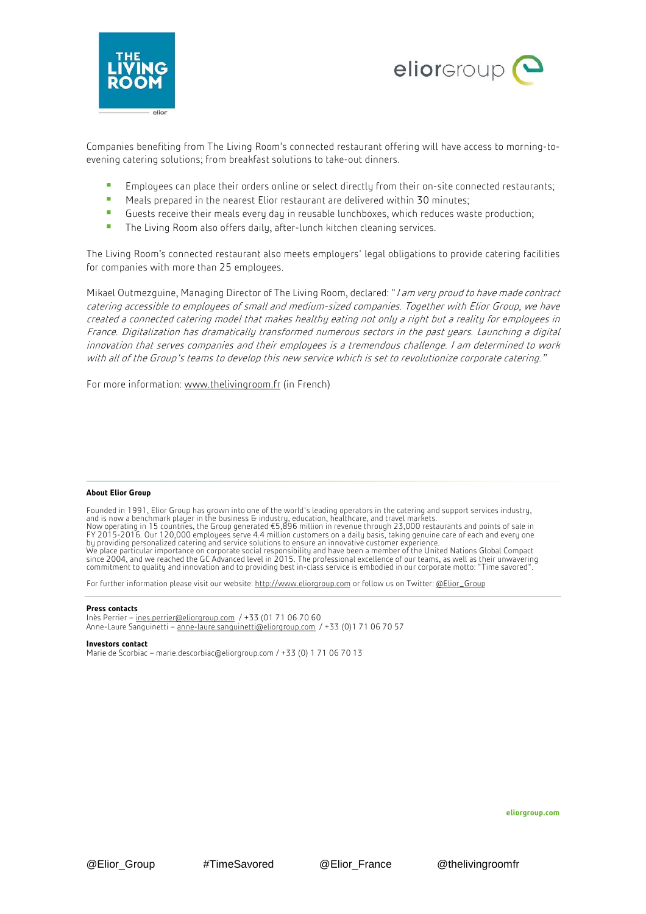Companies benefiting from The Living Room's connected restaurant offering will have access to morning-to-evening catering solutions; from breakfast solutions to take-out dinners.

- Employees can place their orders online or select directly from their on-site connected restaurants;
- Meals prepared in the nearest Elior restaurant are delivered within 30 minutes;
- Guests receive their meals every day in reusable lunchboxes, which reduces waste production;
- The Living Room also offers daily, after-lunch kitchen cleaning services.

The Living Room's connected restaurant also meets employers' legal obligations to provide catering facilities for companies with more than 25 employees.

Mikael Outmezguine, Managing Director of The Living Room, declared: "*I am very proud to have made contract catering accessible to employees of small and medium-sized companies. Together with Elior Group, we have created a connected catering model that makes healthy eating not only a right but a reality for employees in France. Digitalization has dramatically transformed numerous sectors in the past years. Launching a digital innovation that serves companies and their employees is a tremendous challenge. I am determined to work with all of the Group's teams to develop this new service which is set to revolutionize corporate catering.*"

For more information: www.thelivingroom.fr (in French)

**About Elior Group**

Founded in 1991, Elior Group has grown into one of the world's leading operators in the catering and support services industry, and is now a benchmark player in the business & industry, education, healthcare, and travel markets.
Now operating in 15 countries, the Group generated €5,896 million in revenue through 23,000 restaurants and points of sale in FY 2015-2016. Our 120,000 employees serve 4.4 million customers on a daily basis, taking genuine care of each and every one by providing personalized catering and service solutions to ensure an innovative customer experience.
We place particular importance on corporate social responsibility and have been a member of the United Nations Global Compact since 2004, and we reached the GC Advanced level in 2015. The professional excellence of our teams, as well as their unwavering commitment to quality and innovation and to providing best in-class service is embodied in our corporate motto: "Time savored".

For further information please visit our website: http://www.eliorgroup.com or follow us on Twitter: @Elior_Group

**Press contacts**
Inès Perrier – ines.perrier@eliorgroup.com / +33 (01 71 06 70 60
Anne-Laure Sanguinetti – anne-laure.sanguinetti@eliorgroup.com / +33 (0)1 71 06 70 57

**Investors contact**
Marie de Scorbiac – marie.descorbiac@eliorgroup.com / +33 (0) 1 71 06 70 13

eliorgroup.com

@Elior_Group #TimeSavored @Elior_France @thelivingroomfr